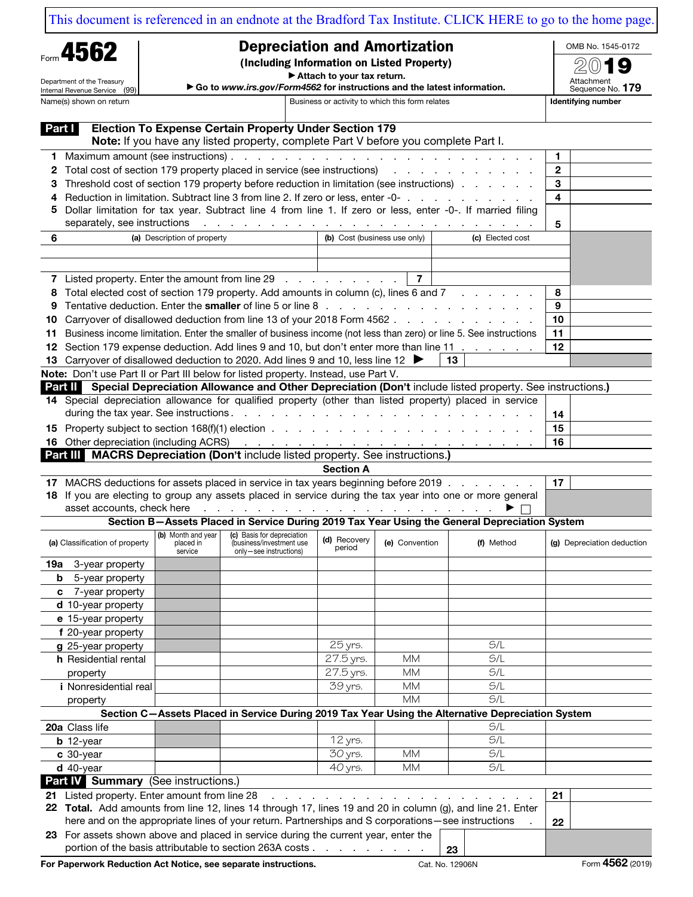This document is referenced in an endnote at the Bradford Tax Institute. CLICK HERE to go to the home page.

Form **4562**

Department of the Treasury
Internal Revenue Service (99)

# Depreciation and Amortization

**(Including Information on Listed Property)**

▶ Attach to your tax return.

▶ Go to *www.irs.gov/Form4562* for instructions and the latest information.

OMB No. 1545-0172

**2019**

Attachment Sequence No. **179**

| Name(s) shown on return | Business or activity to which this form relates | Identifying number |
|---|---|---|
| | | |

## Part I Election To Expense Certain Property Under Section 179

**Note:** If you have any listed property, complete Part V before you complete Part I.

| | | | |
|---|---|---|---|
| 1 | Maximum amount (see instructions) | 1 | |
| 2 | Total cost of section 179 property placed in service (see instructions) | 2 | |
| 3 | Threshold cost of section 179 property before reduction in limitation (see instructions) | 3 | |
| 4 | Reduction in limitation. Subtract line 3 from line 2. If zero or less, enter -0- | 4 | |
| 5 | Dollar limitation for tax year. Subtract line 4 from line 1. If zero or less, enter -0-. If married filing separately, see instructions | 5 | |

| 6 | (a) Description of property | (b) Cost (business use only) | (c) Elected cost |
|---|---|---|---|
| | | | |
| | | | |

| | | | |
|---|---|---|---|
| 7 | Listed property. Enter the amount from line 29 | 7 | |
| 8 | Total elected cost of section 179 property. Add amounts in column (c), lines 6 and 7 | 8 | |
| 9 | Tentative deduction. Enter the **smaller** of line 5 or line 8 | 9 | |
| 10 | Carryover of disallowed deduction from line 13 of your 2018 Form 4562 | 10 | |
| 11 | Business income limitation. Enter the smaller of business income (not less than zero) or line 5. See instructions | 11 | |
| 12 | Section 179 expense deduction. Add lines 9 and 10, but don't enter more than line 11 | 12 | |
| 13 | Carryover of disallowed deduction to 2020. Add lines 9 and 10, less line 12 ▶ | 13 | |

**Note:** Don't use Part II or Part III below for listed property. Instead, use Part V.

## Part II Special Depreciation Allowance and Other Depreciation (Don't include listed property. See instructions.)

| | | | |
|---|---|---|---|
| 14 | Special depreciation allowance for qualified property (other than listed property) placed in service during the tax year. See instructions | 14 | |
| 15 | Property subject to section 168(f)(1) election | 15 | |
| 16 | Other depreciation (including ACRS) | 16 | |

## Part III MACRS Depreciation (Don't include listed property. See instructions.)

### Section A

| | | | |
|---|---|---|---|
| 17 | MACRS deductions for assets placed in service in tax years beginning before 2019 | 17 | |
| 18 | If you are electing to group any assets placed in service during the tax year into one or more general asset accounts, check here ▶ ☐ | | |

### Section B—Assets Placed in Service During 2019 Tax Year Using the General Depreciation System

| (a) Classification of property | (b) Month and year placed in service | (c) Basis for depreciation (business/investment use only—see instructions) | (d) Recovery period | (e) Convention | (f) Method | (g) Depreciation deduction |
|---|---|---|---|---|---|---|
| 19a 3-year property | | | | | | |
| b 5-year property | | | | | | |
| c 7-year property | | | | | | |
| d 10-year property | | | | | | |
| e 15-year property | | | | | | |
| f 20-year property | | | | | | |
| g 25-year property | | | 25 yrs. | | S/L | |
| h Residential rental property | | | 27.5 yrs. | MM | S/L | |
| | | | 27.5 yrs. | MM | S/L | |
| i Nonresidential real property | | | 39 yrs. | MM | S/L | |
| | | | | MM | S/L | |

### Section C—Assets Placed in Service During 2019 Tax Year Using the Alternative Depreciation System

| (a) Classification of property | (b) Month and year placed in service | (c) Basis for depreciation | (d) Recovery period | (e) Convention | (f) Method | (g) Depreciation deduction |
|---|---|---|---|---|---|---|
| 20a Class life | | | | | S/L | |
| b 12-year | | | 12 yrs. | | S/L | |
| c 30-year | | | 30 yrs. | MM | S/L | |
| d 40-year | | | 40 yrs. | MM | S/L | |

## Part IV Summary (See instructions.)

| | | | |
|---|---|---|---|
| 21 | Listed property. Enter amount from line 28 | 21 | |
| 22 | **Total.** Add amounts from line 12, lines 14 through 17, lines 19 and 20 in column (g), and line 21. Enter here and on the appropriate lines of your return. Partnerships and S corporations—see instructions | 22 | |
| 23 | For assets shown above and placed in service during the current year, enter the portion of the basis attributable to section 263A costs | 23 | |

**For Paperwork Reduction Act Notice, see separate instructions.** Cat. No. 12906N Form **4562** (2019)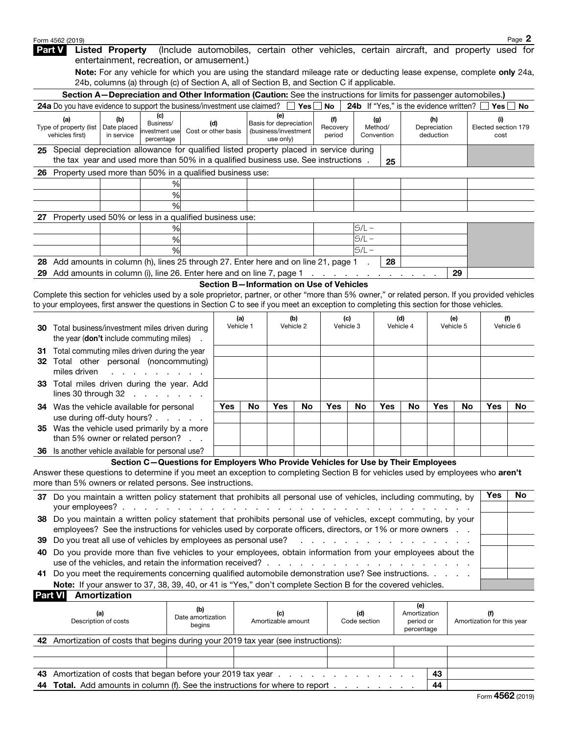Form 4562 (2019)

## Part V Listed Property (Include automobiles, certain other vehicles, certain aircraft, and property used for entertainment, recreation, or amusement.)

**Note:** For any vehicle for which you are using the standard mileage rate or deducting lease expense, complete **only** 24a, 24b, columns (a) through (c) of Section A, all of Section B, and Section C if applicable.

### Section A—Depreciation and Other Information (Caution: See the instructions for limits for passenger automobiles.)

**24a** Do you have evidence to support the business/investment use claimed? ☐ Yes ☐ No **24b** If "Yes," is the evidence written? ☐ Yes ☐ No

| (a) Type of property (list vehicles first) | (b) Date placed in service | (c) Business/ investment use percentage | (d) Cost or other basis | (e) Basis for depreciation (business/investment use only) | (f) Recovery period | (g) Method/ Convention | (h) Depreciation deduction | (i) Elected section 179 cost |
|---|---|---|---|---|---|---|---|---|
| **25** Special depreciation allowance for qualified listed property placed in service during the tax year and used more than 50% in a qualified business use. See instructions . **25** | | | | | | | | |
| **26** Property used more than 50% in a qualified business use: | | | | | | | | |
| | | % | | | | | | |
| | | % | | | | | | |
| | | % | | | | | | |
| **27** Property used 50% or less in a qualified business use: | | | | | | | | |
| | | % | | | | S/L – | | |
| | | % | | | | S/L – | | |
| | | % | | | | S/L – | | |
| **28** Add amounts in column (h), lines 25 through 27. Enter here and on line 21, page 1 . **28** | | | | | | | | |
| **29** Add amounts in column (i), line 26. Enter here and on line 7, page 1 . . . . . . . . . . . . **29** | | | | | | | | |

### Section B—Information on Use of Vehicles

Complete this section for vehicles used by a sole proprietor, partner, or other "more than 5% owner," or related person. If you provided vehicles to your employees, first answer the questions in Section C to see if you meet an exception to completing this section for those vehicles.

| | (a) Vehicle 1 | | (b) Vehicle 2 | | (c) Vehicle 3 | | (d) Vehicle 4 | | (e) Vehicle 5 | | (f) Vehicle 6 | |
|---|---|---|---|---|---|---|---|---|---|---|---|---|
| **30** Total business/investment miles driven during the year (**don't** include commuting miles) . | | | | | | | | | | | | |
| **31** Total commuting miles driven during the year | | | | | | | | | | | | |
| **32** Total other personal (noncommuting) miles driven . . . . . . . . . | | | | | | | | | | | | |
| **33** Total miles driven during the year. Add lines 30 through 32 . . . . . . . | | | | | | | | | | | | |
| | **Yes** | **No** | **Yes** | **No** | **Yes** | **No** | **Yes** | **No** | **Yes** | **No** | **Yes** | **No** |
| **34** Was the vehicle available for personal use during off-duty hours? . . . . . | | | | | | | | | | | | |
| **35** Was the vehicle used primarily by a more than 5% owner or related person? . . | | | | | | | | | | | | |
| **36** Is another vehicle available for personal use? | | | | | | | | | | | | |

### Section C—Questions for Employers Who Provide Vehicles for Use by Their Employees

Answer these questions to determine if you meet an exception to completing Section B for vehicles used by employees who **aren't** more than 5% owners or related persons. See instructions.

| | Yes | No |
|---|---|---|
| **37** Do you maintain a written policy statement that prohibits all personal use of vehicles, including commuting, by your employees? . . . . . . . . . . . . . . . . . . . . . . . . . . . . . . . | | |
| **38** Do you maintain a written policy statement that prohibits personal use of vehicles, except commuting, by your employees? See the instructions for vehicles used by corporate officers, directors, or 1% or more owners . . | | |
| **39** Do you treat all use of vehicles by employees as personal use? . . . . . . . . . . . . . . . . | | |
| **40** Do you provide more than five vehicles to your employees, obtain information from your employees about the use of the vehicles, and retain the information received? . . . . . . . . . . . . . . . . . . . . | | |
| **41** Do you meet the requirements concerning qualified automobile demonstration use? See instructions. . . . . | | |

**Note:** If your answer to 37, 38, 39, 40, or 41 is "Yes," don't complete Section B for the covered vehicles.

## Part VI Amortization

| (a) Description of costs | (b) Date amortization begins | (c) Amortizable amount | (d) Code section | (e) Amortization period or percentage | (f) Amortization for this year |
|---|---|---|---|---|---|
| **42** Amortization of costs that begins during your 2019 tax year (see instructions): | | | | | |
| | | | | | |
| | | | | | |
| **43** Amortization of costs that began before your 2019 tax year . . . . . . . . . . . . . . . | | | | **43** | |
| **44** **Total.** Add amounts in column (f). See the instructions for where to report . . . . . . . . | | | | **44** | |

Form **4562** (2019)